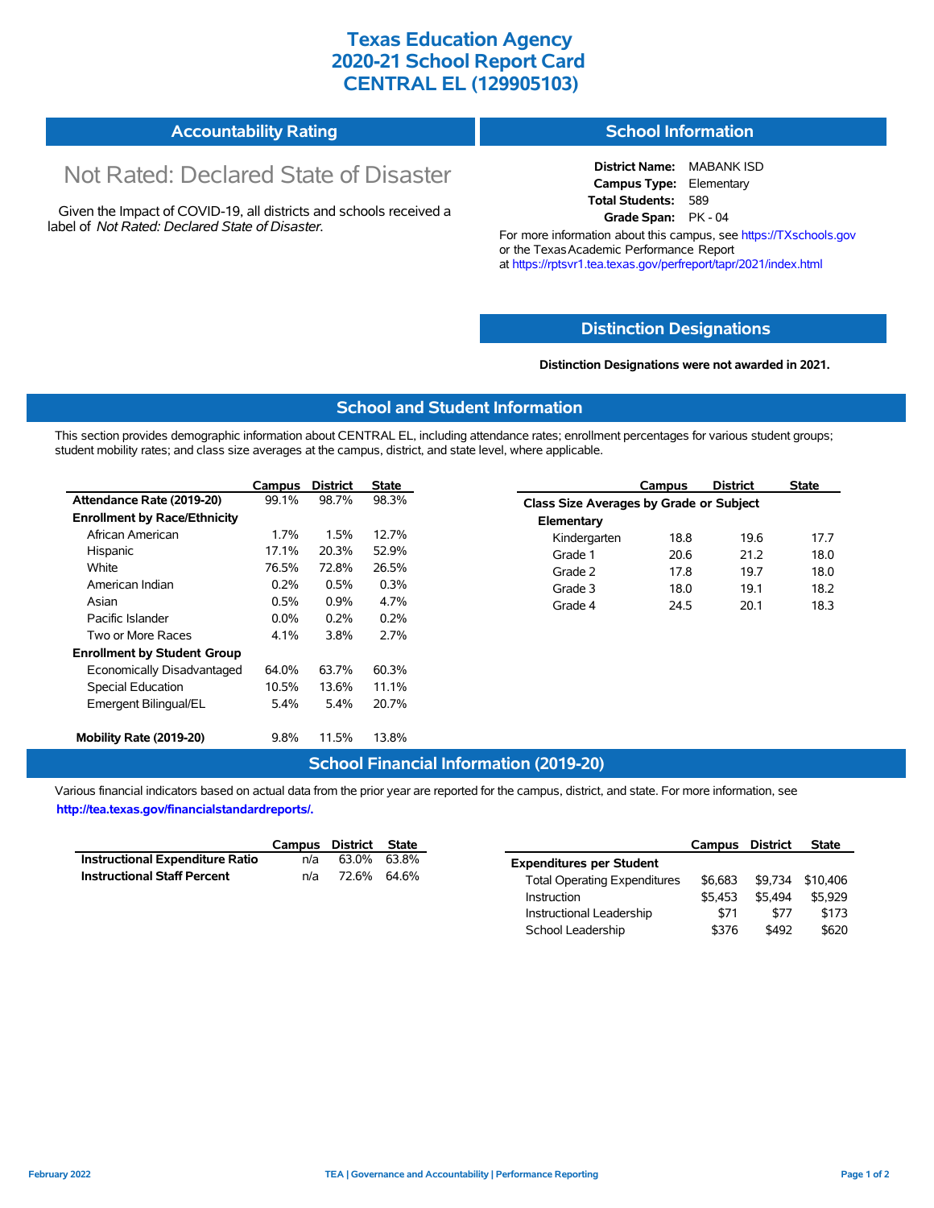# Texas Education Agency
# 2020-21 School Report Card
# CENTRAL EL (129905103)

## Accountability Rating

Not Rated: Declared State of Disaster

Given the Impact of COVID-19, all districts and schools received a label of *Not Rated: Declared State of Disaster*.

## School Information

**District Name:** MABANK ISD
**Campus Type:** Elementary
**Total Students:** 589
**Grade Span:** PK - 04

For more information about this campus, see https://TXschools.gov or the Texas Academic Performance Report at https://rptsvr1.tea.texas.gov/perfreport/tapr/2021/index.html

## Distinction Designations

**Distinction Designations were not awarded in 2021.**

## School and Student Information

This section provides demographic information about CENTRAL EL, including attendance rates; enrollment percentages for various student groups; student mobility rates; and class size averages at the campus, district, and state level, where applicable.

| | Campus | District | State |
|---|---|---|---|
| **Attendance Rate (2019-20)** | 99.1% | 98.7% | 98.3% |
| **Enrollment by Race/Ethnicity** | | | |
| African American | 1.7% | 1.5% | 12.7% |
| Hispanic | 17.1% | 20.3% | 52.9% |
| White | 76.5% | 72.8% | 26.5% |
| American Indian | 0.2% | 0.5% | 0.3% |
| Asian | 0.5% | 0.9% | 4.7% |
| Pacific Islander | 0.0% | 0.2% | 0.2% |
| Two or More Races | 4.1% | 3.8% | 2.7% |
| **Enrollment by Student Group** | | | |
| Economically Disadvantaged | 64.0% | 63.7% | 60.3% |
| Special Education | 10.5% | 13.6% | 11.1% |
| Emergent Bilingual/EL | 5.4% | 5.4% | 20.7% |
| **Mobility Rate (2019-20)** | 9.8% | 11.5% | 13.8% |

| | Campus | District | State |
|---|---|---|---|
| **Class Size Averages by Grade or Subject** | | | |
| **Elementary** | | | |
| Kindergarten | 18.8 | 19.6 | 17.7 |
| Grade 1 | 20.6 | 21.2 | 18.0 |
| Grade 2 | 17.8 | 19.7 | 18.0 |
| Grade 3 | 18.0 | 19.1 | 18.2 |
| Grade 4 | 24.5 | 20.1 | 18.3 |

## School Financial Information (2019-20)

Various financial indicators based on actual data from the prior year are reported for the campus, district, and state. For more information, see **http://tea.texas.gov/financialstandardreports/.**

| | Campus | District | State |
|---|---|---|---|
| **Instructional Expenditure Ratio** | n/a | 63.0% | 63.8% |
| **Instructional Staff Percent** | n/a | 72.6% | 64.6% |

| | Campus | District | State |
|---|---|---|---|
| **Expenditures per Student** | | | |
| Total Operating Expenditures | $6,683 | $9,734 | $10,406 |
| Instruction | $5,453 | $5,494 | $5,929 |
| Instructional Leadership | $71 | $77 | $173 |
| School Leadership | $376 | $492 | $620 |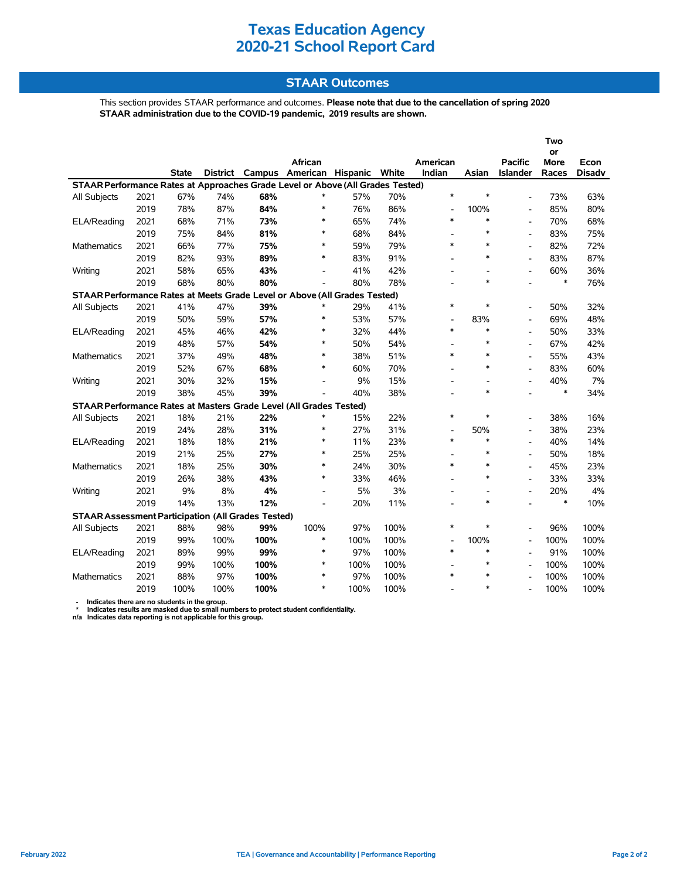# Texas Education Agency
# 2020-21 School Report Card

## STAAR Outcomes

This section provides STAAR performance and outcomes. **Please note that due to the cancellation of spring 2020 STAAR administration due to the COVID-19 pandemic, 2019 results are shown.**

| | | State | District | Campus | African American | Hispanic | White | American Indian | Asian | Pacific Islander | Two or More Races | Econ Disadv |
|---|---|---|---|---|---|---|---|---|---|---|---|---|
| **STAAR Performance Rates at Approaches Grade Level or Above (All Grades Tested)** | | | | | | | | | | | | |
| All Subjects | 2021 | 67% | 74% | **68%** | * | 57% | 70% | * | * | - | 73% | 63% |
| | 2019 | 78% | 87% | **84%** | * | 76% | 86% | - | 100% | - | 85% | 80% |
| ELA/Reading | 2021 | 68% | 71% | **73%** | * | 65% | 74% | * | * | - | 70% | 68% |
| | 2019 | 75% | 84% | **81%** | * | 68% | 84% | - | * | - | 83% | 75% |
| Mathematics | 2021 | 66% | 77% | **75%** | * | 59% | 79% | * | * | - | 82% | 72% |
| | 2019 | 82% | 93% | **89%** | * | 83% | 91% | - | * | - | 83% | 87% |
| Writing | 2021 | 58% | 65% | **43%** | - | 41% | 42% | - | - | - | 60% | 36% |
| | 2019 | 68% | 80% | **80%** | - | 80% | 78% | - | * | - | * | 76% |
| **STAAR Performance Rates at Meets Grade Level or Above (All Grades Tested)** | | | | | | | | | | | | |
| All Subjects | 2021 | 41% | 47% | **39%** | * | 29% | 41% | * | * | - | 50% | 32% |
| | 2019 | 50% | 59% | **57%** | * | 53% | 57% | - | 83% | - | 69% | 48% |
| ELA/Reading | 2021 | 45% | 46% | **42%** | * | 32% | 44% | * | * | - | 50% | 33% |
| | 2019 | 48% | 57% | **54%** | * | 50% | 54% | - | * | - | 67% | 42% |
| Mathematics | 2021 | 37% | 49% | **48%** | * | 38% | 51% | * | * | - | 55% | 43% |
| | 2019 | 52% | 67% | **68%** | * | 60% | 70% | - | * | - | 83% | 60% |
| Writing | 2021 | 30% | 32% | **15%** | - | 9% | 15% | - | - | - | 40% | 7% |
| | 2019 | 38% | 45% | **39%** | - | 40% | 38% | - | * | - | * | 34% |
| **STAAR Performance Rates at Masters Grade Level (All Grades Tested)** | | | | | | | | | | | | |
| All Subjects | 2021 | 18% | 21% | **22%** | * | 15% | 22% | * | * | - | 38% | 16% |
| | 2019 | 24% | 28% | **31%** | * | 27% | 31% | - | 50% | - | 38% | 23% |
| ELA/Reading | 2021 | 18% | 18% | **21%** | * | 11% | 23% | * | * | - | 40% | 14% |
| | 2019 | 21% | 25% | **27%** | * | 25% | 25% | - | * | - | 50% | 18% |
| Mathematics | 2021 | 18% | 25% | **30%** | * | 24% | 30% | * | * | - | 45% | 23% |
| | 2019 | 26% | 38% | **43%** | * | 33% | 46% | - | * | - | 33% | 33% |
| Writing | 2021 | 9% | 8% | **4%** | - | 5% | 3% | - | - | - | 20% | 4% |
| | 2019 | 14% | 13% | **12%** | - | 20% | 11% | - | * | - | * | 10% |
| **STAAR Assessment Participation (All Grades Tested)** | | | | | | | | | | | | |
| All Subjects | 2021 | 88% | 98% | **99%** | 100% | 97% | 100% | * | * | - | 96% | 100% |
| | 2019 | 99% | 100% | **100%** | * | 100% | 100% | - | 100% | - | 100% | 100% |
| ELA/Reading | 2021 | 89% | 99% | **99%** | * | 97% | 100% | * | * | - | 91% | 100% |
| | 2019 | 99% | 100% | **100%** | * | 100% | 100% | - | * | - | 100% | 100% |
| Mathematics | 2021 | 88% | 97% | **100%** | * | 97% | 100% | * | * | - | 100% | 100% |
| | 2019 | 100% | 100% | **100%** | * | 100% | 100% | - | * | - | 100% | 100% |

**-** Indicates there are no students in the group.
**\*** Indicates results are masked due to small numbers to protect student confidentiality.
**n/a** Indicates data reporting is not applicable for this group.